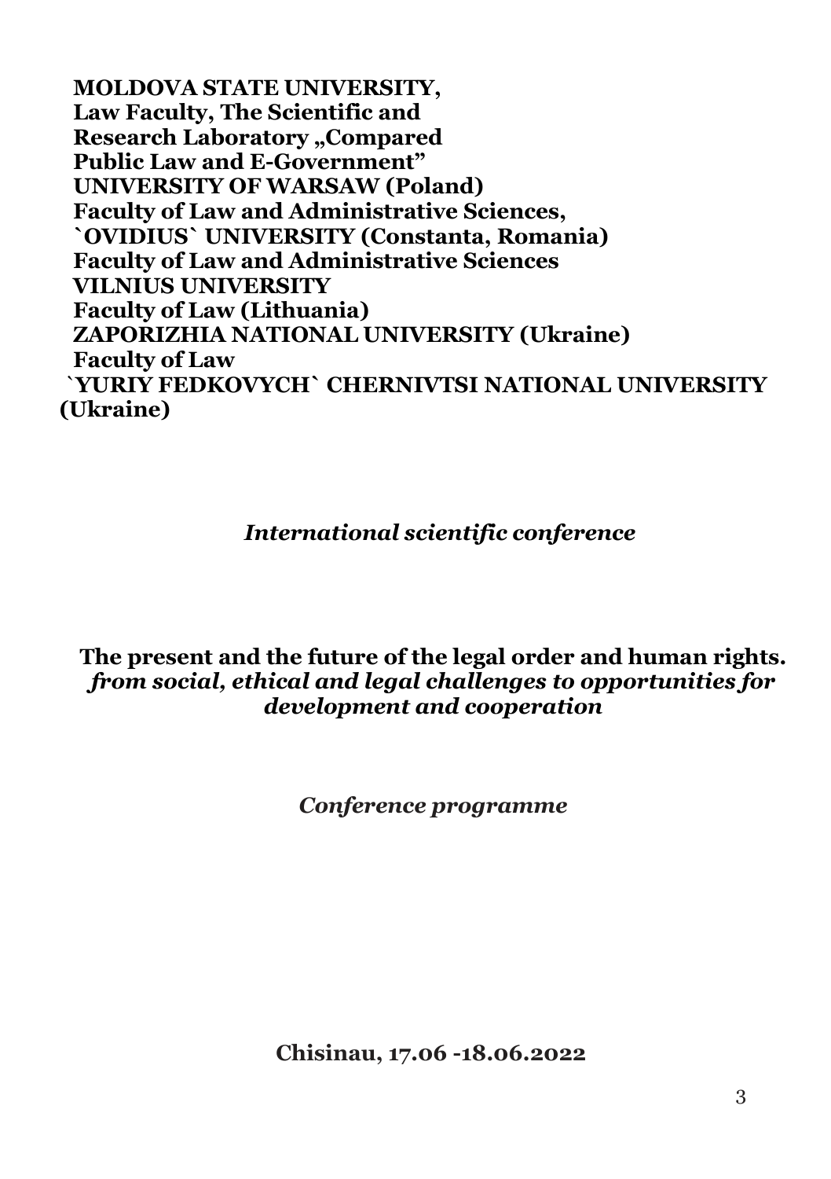**MOLDOVA STATE UNIVERSITY,**
**Law Faculty, The Scientific and**
**Research Laboratory „Compared**
**Public Law and E-Government"**
**UNIVERSITY OF WARSAW (Poland)**
**Faculty of Law and Administrative Sciences,**
**`OVIDIUS` UNIVERSITY (Constanta, Romania)**
**Faculty of Law and Administrative Sciences**
**VILNIUS UNIVERSITY**
**Faculty of Law (Lithuania)**
**ZAPORIZHIA NATIONAL UNIVERSITY (Ukraine)**
**Faculty of Law**
**`YURIY FEDKOVYCH` CHERNIVTSI NATIONAL UNIVERSITY (Ukraine)**

*International scientific conference*

# The present and the future of the legal order and human rights. *from social, ethical and legal challenges to opportunities for development and cooperation*

*Conference programme*

**Chisinau, 17.06 -18.06.2022**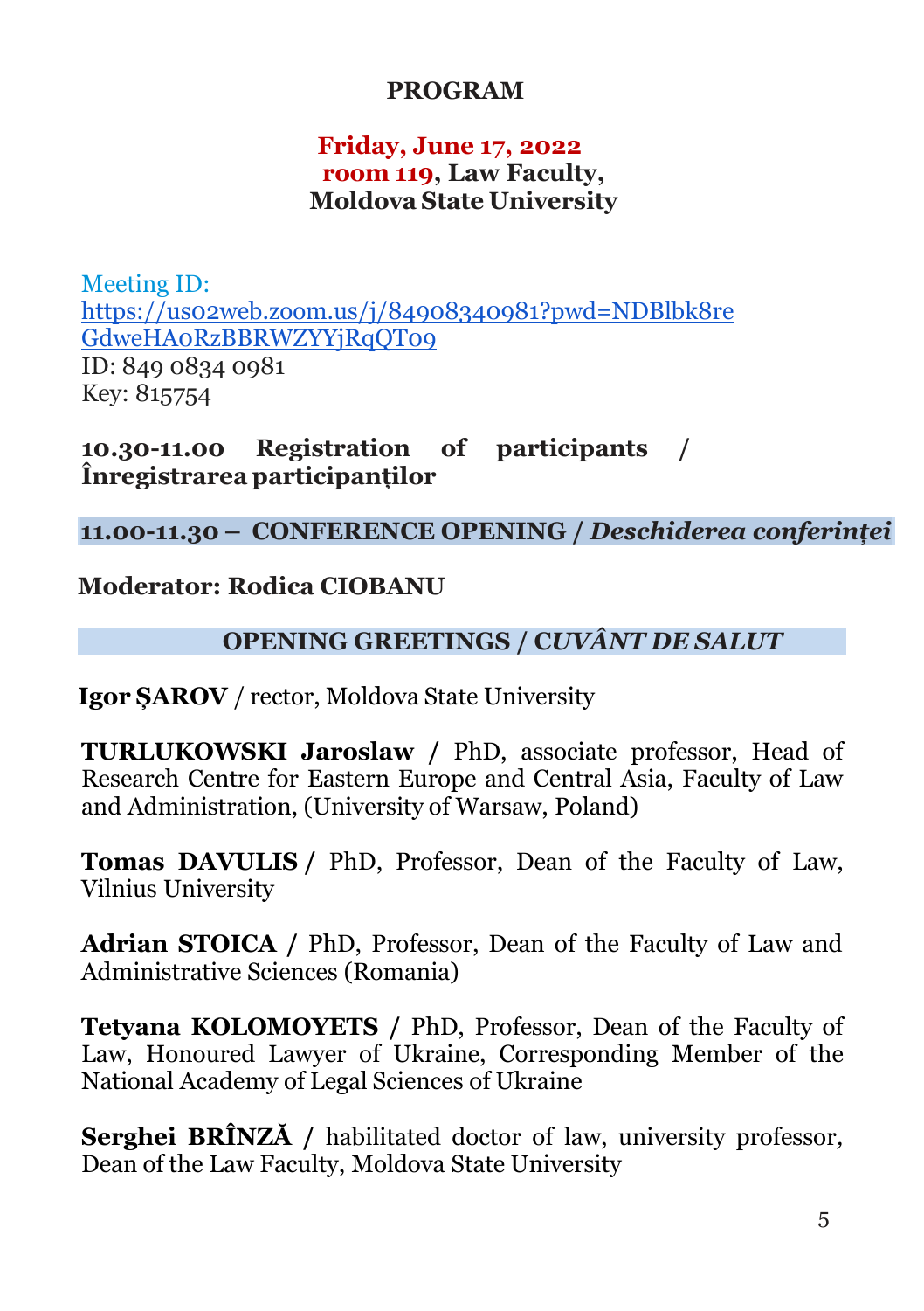# PROGRAM

**Friday, June 17, 2022**
**room 119, Law Faculty,**
**Moldova State University**

Meeting ID:
https://us02web.zoom.us/j/84908340981?pwd=NDBlbk8reGdweHA0RzBBRWZYYjRqQT09
ID: 849 0834 0981
Key: 815754

**10.30-11.00 Registration of participants / Înregistrarea participanților**

**11.00-11.30 – CONFERENCE OPENING /** ***Deschiderea conferinței***

**Moderator: Rodica CIOBANU**

**OPENING GREETINGS /** ***CUVÂNT DE SALUT***

**Igor ȘAROV** / rector, Moldova State University

**TURLUKOWSKI Jaroslaw /** PhD, associate professor, Head of Research Centre for Eastern Europe and Central Asia, Faculty of Law and Administration, (University of Warsaw, Poland)

**Tomas DAVULIS /** PhD, Professor, Dean of the Faculty of Law, Vilnius University

**Adrian STOICA /** PhD, Professor, Dean of the Faculty of Law and Administrative Sciences (Romania)

**Tetyana KOLOMOYETS /** PhD, Professor, Dean of the Faculty of Law, Honoured Lawyer of Ukraine, Corresponding Member of the National Academy of Legal Sciences of Ukraine

**Serghei BRÎNZĂ /** habilitated doctor of law, university professor, Dean of the Law Faculty, Moldova State University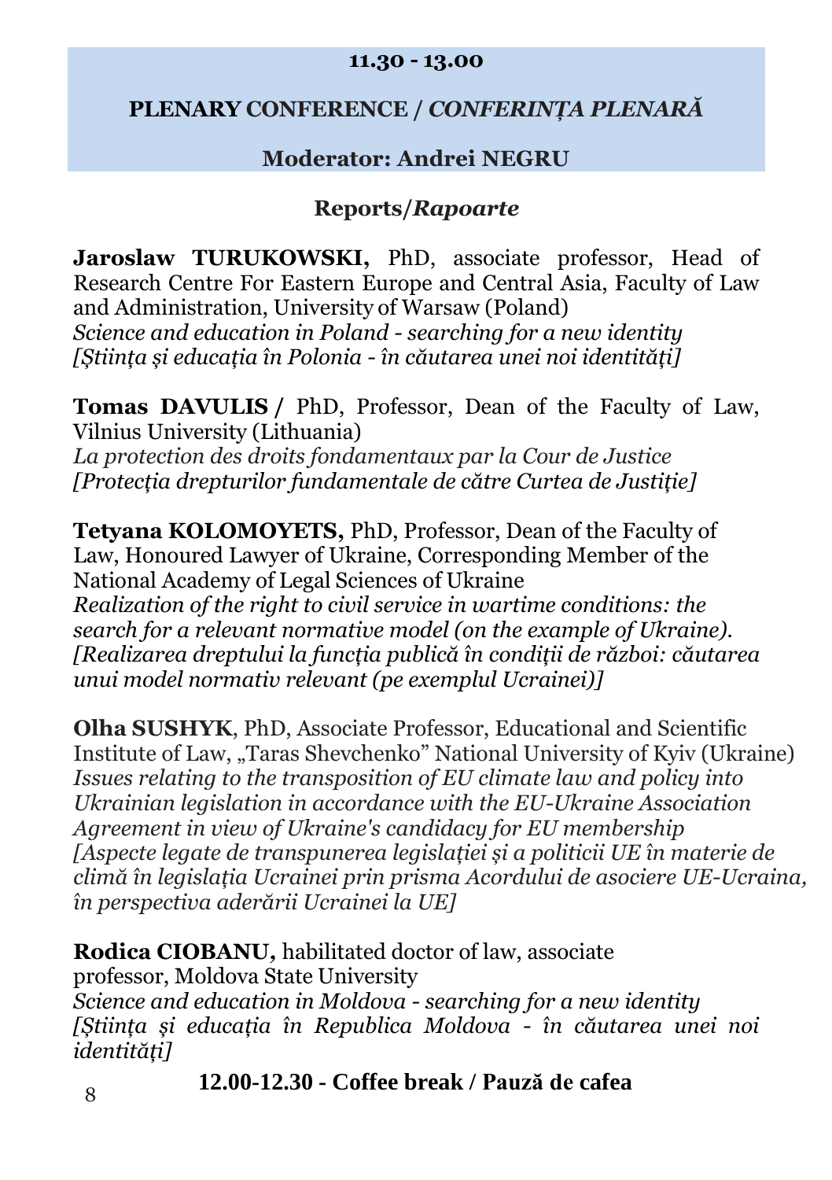**11.30 - 13.00**

## PLENARY CONFERENCE / *CONFERINȚA PLENARĂ*

**Moderator: Andrei NEGRU**

### Reports/*Rapoarte*

**Jaroslaw TURUKOWSKI,** PhD, associate professor, Head of Research Centre For Eastern Europe and Central Asia, Faculty of Law and Administration, University of Warsaw (Poland)
*Science and education in Poland - searching for a new identity [Știința și educația în Polonia - în căutarea unei noi identități]*

**Tomas DAVULIS /** PhD, Professor, Dean of the Faculty of Law, Vilnius University (Lithuania)
*La protection des droits fondamentaux par la Cour de Justice [Protecția drepturilor fundamentale de către Curtea de Justiție]*

**Tetyana KOLOMOYETS,** PhD, Professor, Dean of the Faculty of Law, Honoured Lawyer of Ukraine, Corresponding Member of the National Academy of Legal Sciences of Ukraine
*Realization of the right to civil service in wartime conditions: the search for a relevant normative model (on the example of Ukraine). [Realizarea dreptului la funcția publică în condiții de război: căutarea unui model normativ relevant (pe exemplul Ucrainei)]*

**Olha SUSHYK**, PhD, Associate Professor, Educational and Scientific Institute of Law, „Taras Shevchenko" National University of Kyiv (Ukraine)
*Issues relating to the transposition of EU climate law and policy into Ukrainian legislation in accordance with the EU-Ukraine Association Agreement in view of Ukraine's candidacy for EU membership [Aspecte legate de transpunerea legislației și a politicii UE în materie de climă în legislația Ucrainei prin prisma Acordului de asociere UE-Ucraina, în perspectiva aderării Ucrainei la UE]*

**Rodica CIOBANU,** habilitated doctor of law, associate professor, Moldova State University
*Science and education in Moldova - searching for a new identity [Știința și educația în Republica Moldova - în căutarea unei noi identități]*

**12.00-12.30 - Coffee break / Pauză de cafea**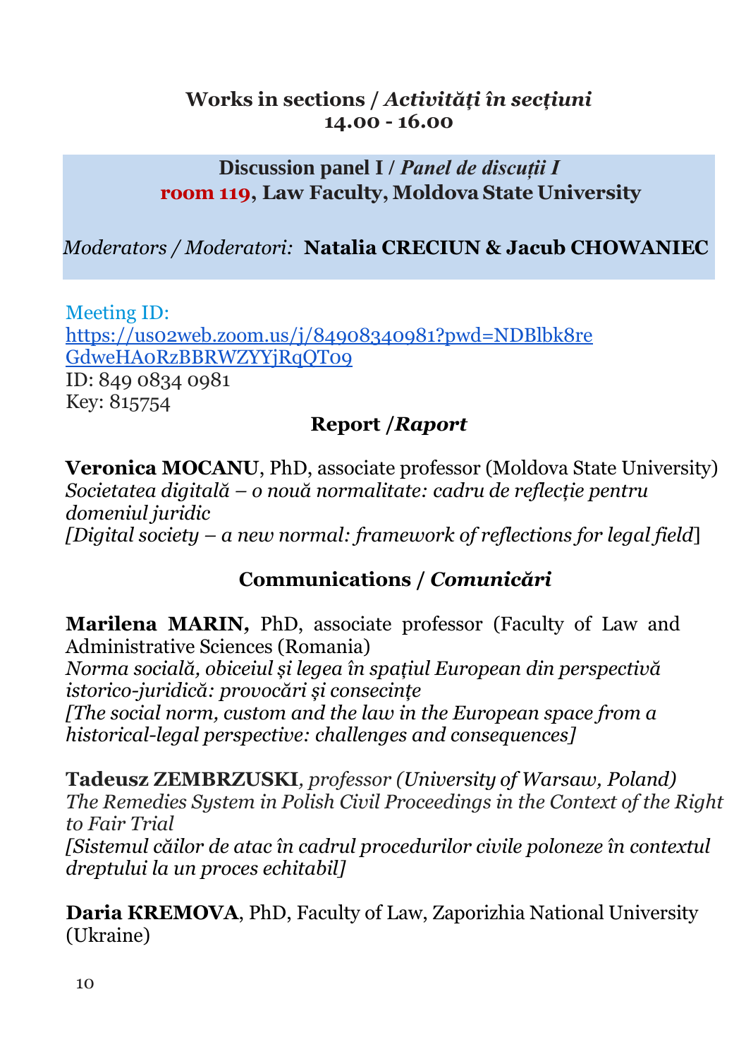## Works in sections / *Activități în secțiuni*
**14.00 - 16.00**

### Discussion panel I / *Panel de discuții I*
**room 119, Law Faculty, Moldova State University**

*Moderators / Moderatori:* **Natalia CRECIUN & Jacub CHOWANIEC**

Meeting ID:
https://us02web.zoom.us/j/84908340981?pwd=NDBlbk8reGdweHA0RzBBRWZYYjRqQT09
ID: 849 0834 0981
Key: 815754

**Report /*Raport***

**Veronica MOCANU**, PhD, associate professor (Moldova State University)
*Societatea digitală – o nouă normalitate: cadru de reflecție pentru domeniul juridic*
*[Digital society – a new normal: framework of reflections for legal field*]

**Communications / *Comunicări***

**Marilena MARIN,** PhD, associate professor (Faculty of Law and Administrative Sciences (Romania)
*Norma socială, obiceiul și legea în spațiul European din perspectivă istorico-juridică: provocări și consecințe*
*[The social norm, custom and the law in the European space from a historical-legal perspective: challenges and consequences]*

**Tadeusz ZEMBRZUSKI**, *professor (University of Warsaw, Poland)*
*The Remedies System in Polish Civil Proceedings in the Context of the Right to Fair Trial*
*[Sistemul căilor de atac în cadrul procedurilor civile poloneze în contextul dreptului la un proces echitabil]*

**Daria KREMOVA**, PhD, Faculty of Law, Zaporizhia National University (Ukraine)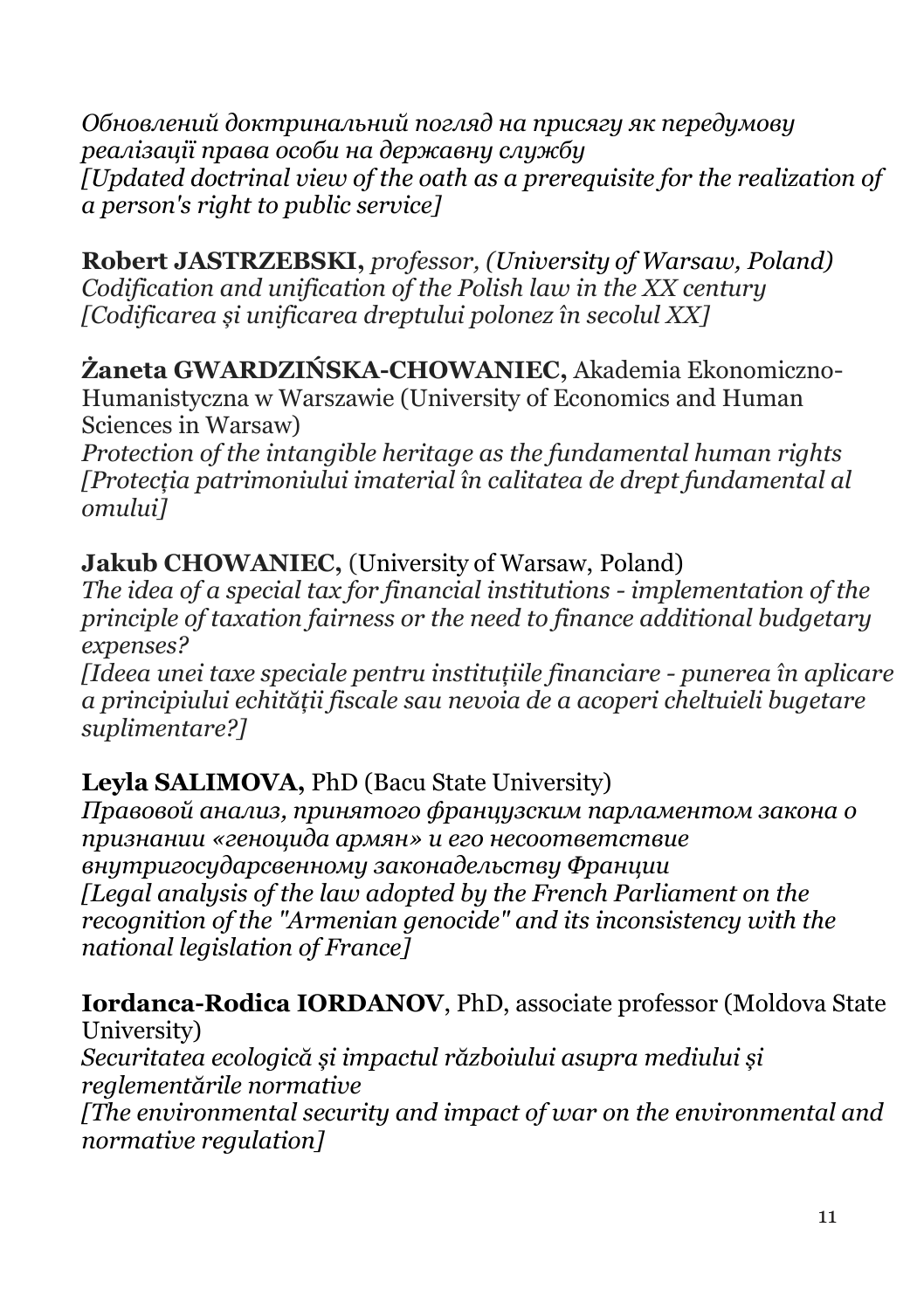*Обновлений доктринальний погляд на присягу як передумову реалізації права особи на державну службу*
*[Updated doctrinal view of the oath as a prerequisite for the realization of a person's right to public service]*

**Robert JASTRZEBSKI,** *professor, (University of Warsaw, Poland)*
*Codification and unification of the Polish law in the XX century*
*[Codificarea și unificarea dreptului polonez în secolul XX]*

**Żaneta GWARDZIŃSKA-CHOWANIEC,** Akademia Ekonomiczno-Humanistyczna w Warszawie (University of Economics and Human Sciences in Warsaw)
*Protection of the intangible heritage as the fundamental human rights*
*[Protecția patrimoniului imaterial în calitatea de drept fundamental al omului]*

**Jakub CHOWANIEC,** (University of Warsaw, Poland)
*The idea of a special tax for financial institutions - implementation of the principle of taxation fairness or the need to finance additional budgetary expenses?*
*[Ideea unei taxe speciale pentru instituțiile financiare - punerea în aplicare a principiului echității fiscale sau nevoia de a acoperi cheltuieli bugetare suplimentare?]*

**Leyla SALIMOVA,** PhD (Bacu State University)
*Правовой анализ, принятого французским парламентом закона о признании «геноцида армян» и его несоответствие внутригосударсвенному законадельству Франции*
*[Legal analysis of the law adopted by the French Parliament on the recognition of the "Armenian genocide" and its inconsistency with the national legislation of France]*

**Iordanca-Rodica IORDANOV**, PhD, associate professor (Moldova State University)
*Securitatea ecologică și impactul războiului asupra mediului și reglementările normative*
*[The environmental security and impact of war on the environmental and normative regulation]*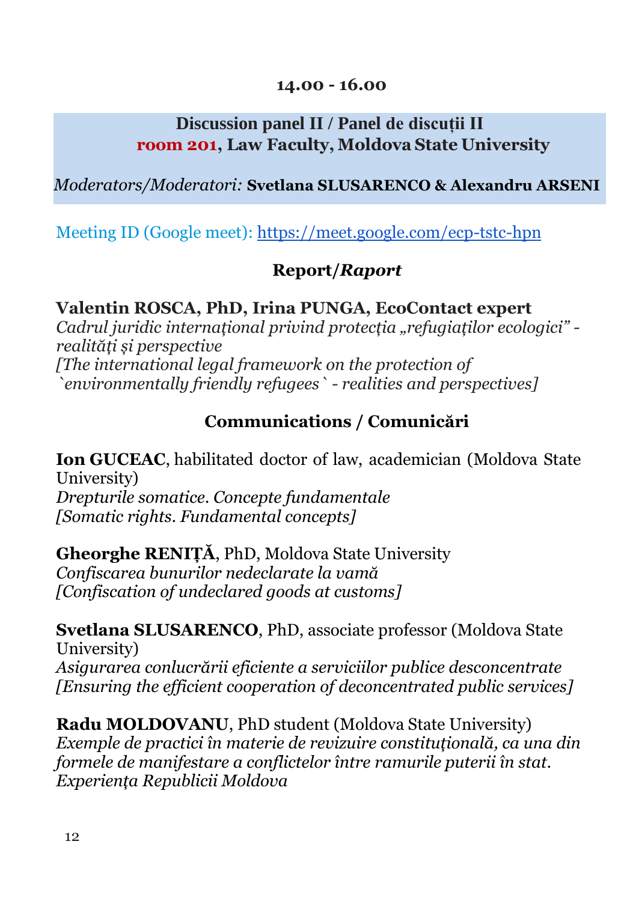**14.00 - 16.00**

**Discussion panel II / Panel de discuții II**
**room 201, Law Faculty, Moldova State University**

*Moderators/Moderatori:* **Svetlana SLUSARENCO & Alexandru ARSENI**

Meeting ID (Google meet): [https://meet.google.com/ecp-tstc-hpn](https://meet.google.com/ecp-tstc-hpn)

### Report/*Raport*

**Valentin ROSCA, PhD, Irina PUNGA, EcoContact expert**
*Cadrul juridic internațional privind protecția „refugiaților ecologici” - realități și perspective*
*[The international legal framework on the protection of `environmentally friendly refugees` - realities and perspectives]*

### Communications / Comunicări

**Ion GUCEAC**, habilitated doctor of law, academician (Moldova State University)
*Drepturile somatice. Concepte fundamentale*
*[Somatic rights. Fundamental concepts]*

**Gheorghe RENIȚĂ**, PhD, Moldova State University
*Confiscarea bunurilor nedeclarate la vamă*
*[Confiscation of undeclared goods at customs]*

**Svetlana SLUSARENCO**, PhD, associate professor (Moldova State University)
*Asigurarea conlucrării eficiente a serviciilor publice desconcentrate*
*[Ensuring the efficient cooperation of deconcentrated public services]*

**Radu MOLDOVANU**, PhD student (Moldova State University)
*Exemple de practici în materie de revizuire constituțională, ca una din formele de manifestare a conflictelor între ramurile puterii în stat. Experiența Republicii Moldova*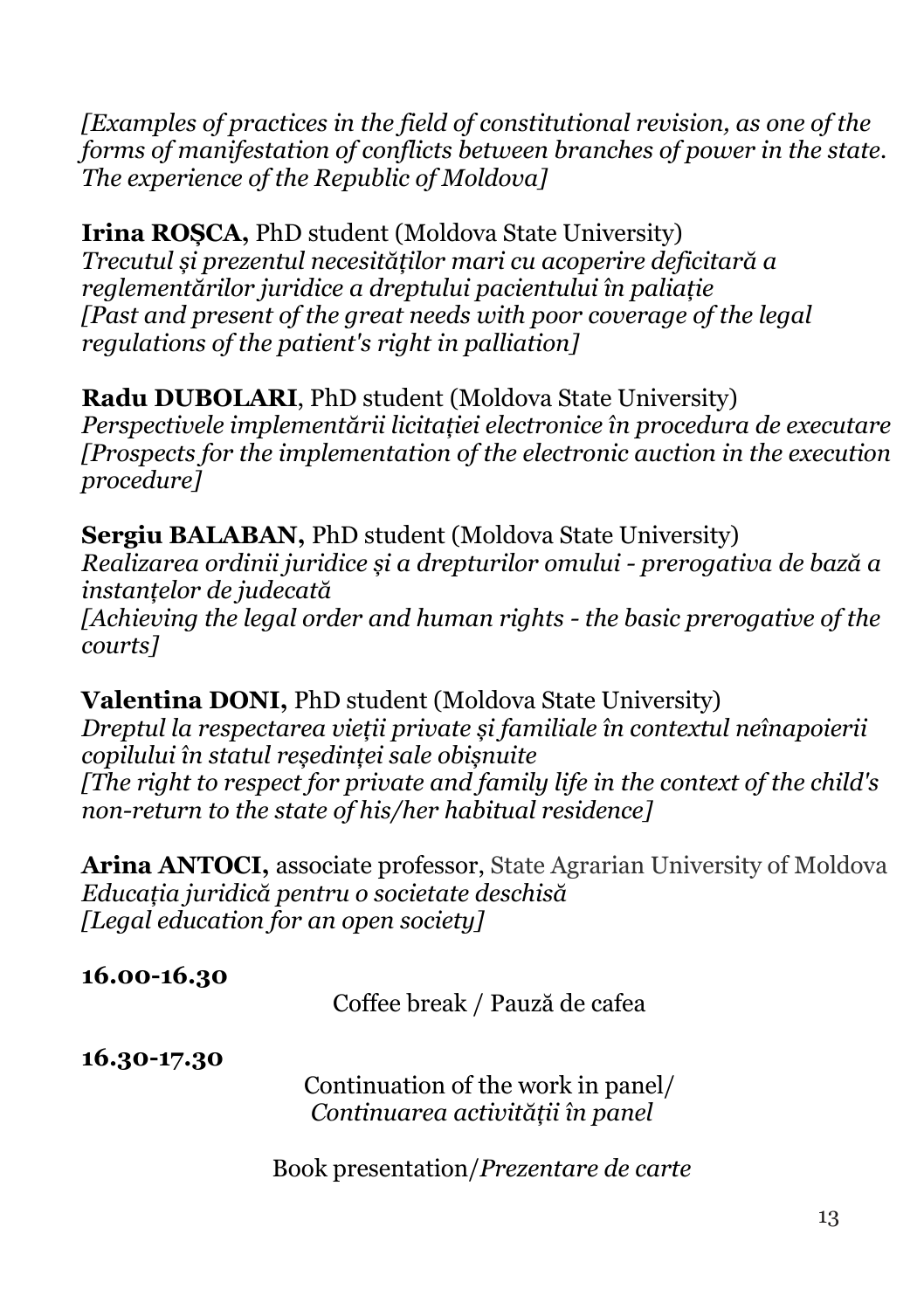*[Examples of practices in the field of constitutional revision, as one of the forms of manifestation of conflicts between branches of power in the state. The experience of the Republic of Moldova]*

**Irina ROȘCA,** PhD student (Moldova State University)
*Trecutul și prezentul necesităților mari cu acoperire deficitară a reglementărilor juridice a dreptului pacientului în paliație*
*[Past and present of the great needs with poor coverage of the legal regulations of the patient's right in palliation]*

**Radu DUBOLARI**, PhD student (Moldova State University)
*Perspectivele implementării licitației electronice în procedura de executare*
*[Prospects for the implementation of the electronic auction in the execution procedure]*

**Sergiu BALABAN,** PhD student (Moldova State University)
*Realizarea ordinii juridice și a drepturilor omului - prerogativa de bază a instanțelor de judecată*
*[Achieving the legal order and human rights - the basic prerogative of the courts]*

**Valentina DONI,** PhD student (Moldova State University)
*Dreptul la respectarea vieții private și familiale în contextul neînapoierii copilului în statul reședinței sale obișnuite*
*[The right to respect for private and family life in the context of the child's non-return to the state of his/her habitual residence]*

**Arina ANTOCI,** associate professor, State Agrarian University of Moldova
*Educația juridică pentru o societate deschisă*
*[Legal education for an open society]*

**16.00-16.30**

Coffee break / Pauză de cafea

**16.30-17.30**

Continuation of the work in panel/
*Continuarea activității în panel*

Book presentation/*Prezentare de carte*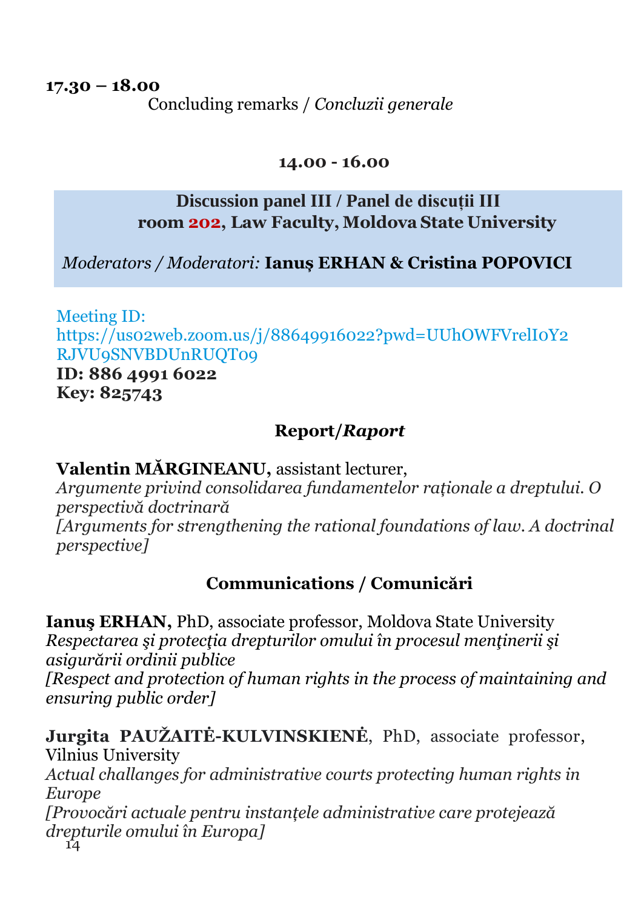**17.30 – 18.00**

Concluding remarks / *Concluzii generale*

**14.00 - 16.00**

**Discussion panel III / Panel de discuții III**
**room 202, Law Faculty, Moldova State University**

*Moderators / Moderatori:* **Ianuş ERHAN & Cristina POPOVICI**

Meeting ID:
https://us02web.zoom.us/j/88649916022?pwd=UUhOWFVrelI0Y2RJVU9SNVBDUnRUQT09
**ID: 886 4991 6022**
**Key: 825743**

**Report/*Raport***

**Valentin MĂRGINEANU,** assistant lecturer,
*Argumente privind consolidarea fundamentelor raționale a dreptului. O perspectivă doctrinară*
*[Arguments for strengthening the rational foundations of law. A doctrinal perspective]*

**Communications / Comunicări**

**Ianuş ERHAN,** PhD, associate professor, Moldova State University
*Respectarea şi protecţia drepturilor omului în procesul menţinerii şi asigurării ordinii publice*
*[Respect and protection of human rights in the process of maintaining and ensuring public order]*

**Jurgita PAUŽAITĖ-KULVINSKIENĖ**, PhD, associate professor, Vilnius University
*Actual challanges for administrative courts protecting human rights in Europe*
*[Provocări actuale pentru instanțele administrative care protejează drepturile omului în Europa]*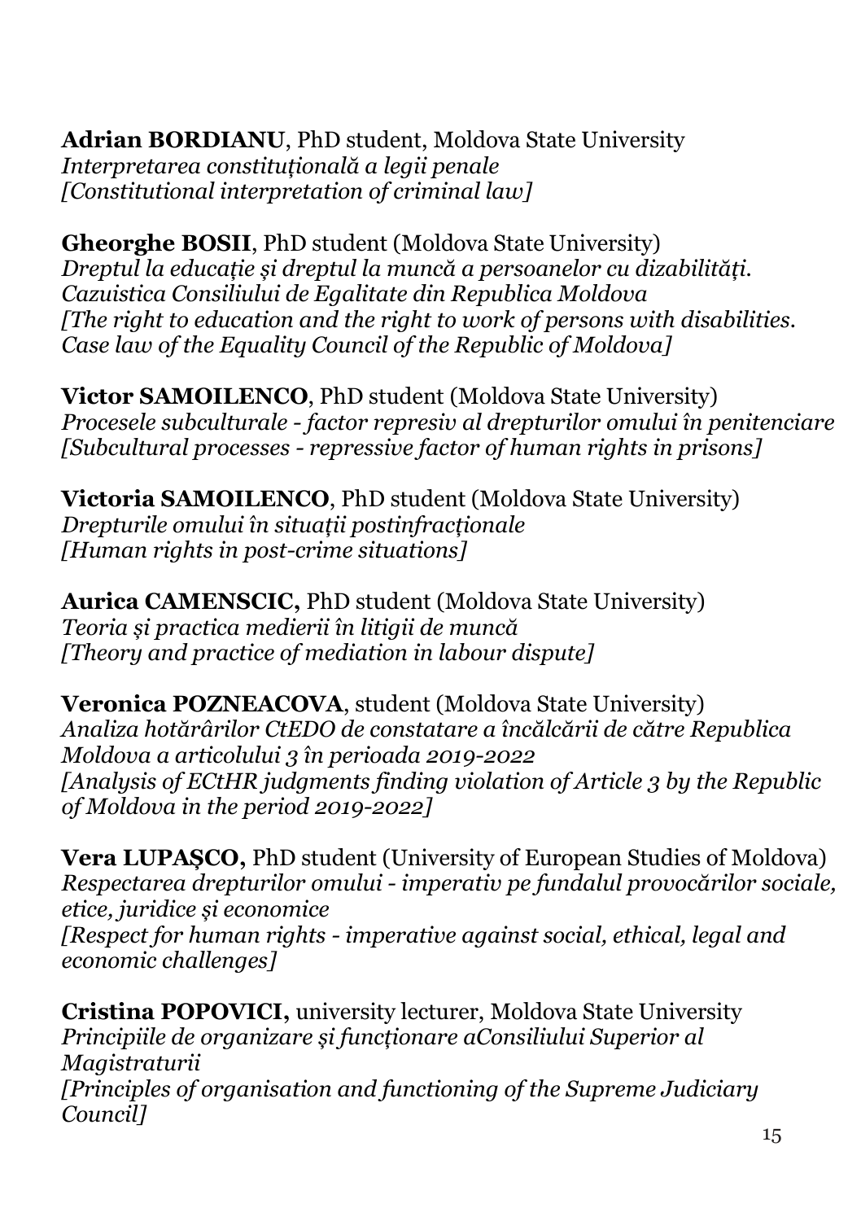**Adrian BORDIANU**, PhD student, Moldova State University
*Interpretarea constituţională a legii penale*
*[Constitutional interpretation of criminal law]*

**Gheorghe BOSII**, PhD student (Moldova State University)
*Dreptul la educaţie şi dreptul la muncă a persoanelor cu dizabilităţi. Cazuistica Consiliului de Egalitate din Republica Moldova*
*[The right to education and the right to work of persons with disabilities. Case law of the Equality Council of the Republic of Moldova]*

**Victor SAMOILENCO**, PhD student (Moldova State University)
*Procesele subculturale - factor represiv al drepturilor omului în penitenciare*
*[Subcultural processes - repressive factor of human rights in prisons]*

**Victoria SAMOILENCO**, PhD student (Moldova State University)
*Drepturile omului în situații postinfracţionale*
*[Human rights in post-crime situations]*

**Aurica CAMENSCIC,** PhD student (Moldova State University)
*Teoria și practica medierii în litigii de muncă*
*[Theory and practice of mediation in labour dispute]*

**Veronica POZNEACOVA**, student (Moldova State University)
*Analiza hotărârilor CtEDO de constatare a încălcării de către Republica Moldova a articolului 3 în perioada 2019-2022*
*[Analysis of ECtHR judgments finding violation of Article 3 by the Republic of Moldova in the period 2019-2022]*

**Vera LUPAȘCO,** PhD student (University of European Studies of Moldova)
*Respectarea drepturilor omului - imperativ pe fundalul provocărilor sociale, etice, juridice şi economice*
*[Respect for human rights - imperative against social, ethical, legal and economic challenges]*

**Cristina POPOVICI,** university lecturer, Moldova State University
*Principiile de organizare și funcționare aConsiliului Superior al Magistraturii*
*[Principles of organisation and functioning of the Supreme Judiciary Council]*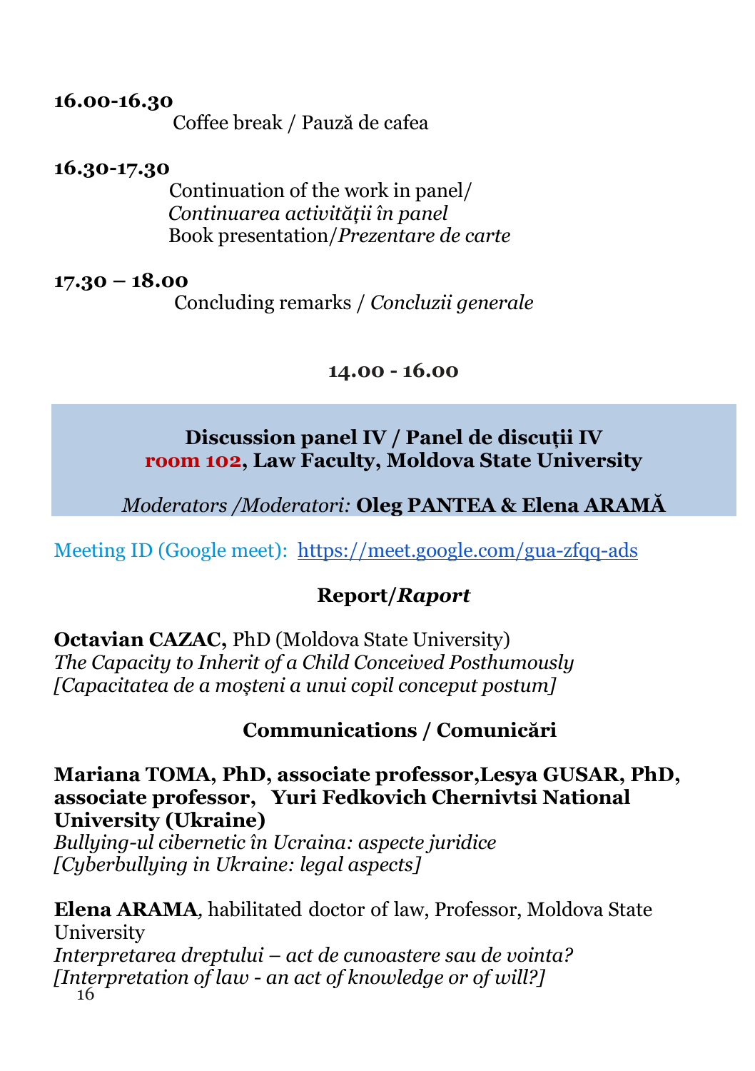**16.00-16.30**

Coffee break / Pauză de cafea

**16.30-17.30**

Continuation of the work in panel/
*Continuarea activității în panel*
Book presentation/*Prezentare de carte*

**17.30 – 18.00**

Concluding remarks / *Concluzii generale*

**14.00 - 16.00**

### Discussion panel IV / Panel de discuții IV
**room 102, Law Faculty, Moldova State University**

*Moderators /Moderatori:* **Oleg PANTEA & Elena ARAMĂ**

Meeting ID (Google meet): https://meet.google.com/gua-zfqq-ads

**Report/*Raport***

**Octavian CAZAC,** PhD (Moldova State University)
*The Capacity to Inherit of a Child Conceived Posthumously*
*[Capacitatea de a moșteni a unui copil conceput postum]*

**Communications / Comunicări**

**Mariana TOMA, PhD, associate professor,Lesya GUSAR, PhD, associate professor, Yuri Fedkovich Chernivtsi National University (Ukraine)**
*Bullying-ul cibernetic în Ucraina: aspecte juridice*
*[Cyberbullying in Ukraine: legal aspects]*

**Elena ARAMA***,* habilitated doctor of law, Professor, Moldova State University
*Interpretarea dreptului – act de cunoastere sau de vointa?*
*[Interpretation of law - an act of knowledge or of will?]*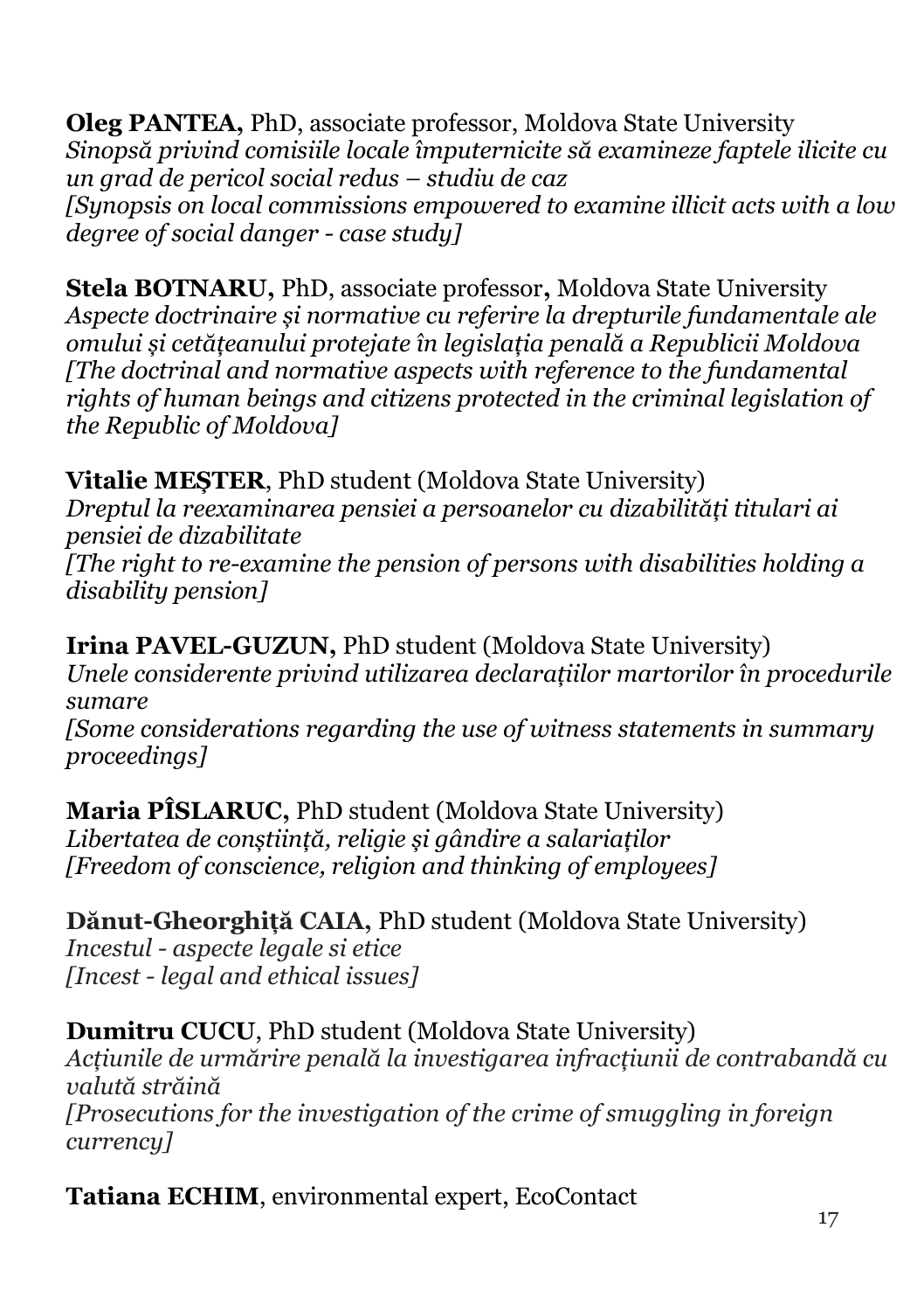**Oleg PANTEA,** PhD, associate professor, Moldova State University
*Sinopsă privind comisiile locale împuternicite să examineze faptele ilicite cu un grad de pericol social redus – studiu de caz*
*[Synopsis on local commissions empowered to examine illicit acts with a low degree of social danger - case study]*

**Stela BOTNARU,** PhD, associate professor**,** Moldova State University
*Aspecte doctrinaire şi normative cu referire la drepturile fundamentale ale omului şi cetăţeanului protejate în legislaţia penală a Republicii Moldova*
*[The doctrinal and normative aspects with reference to the fundamental rights of human beings and citizens protected in the criminal legislation of the Republic of Moldova]*

**Vitalie MEȘTER**, PhD student (Moldova State University)
*Dreptul la reexaminarea pensiei a persoanelor cu dizabilități titulari ai pensiei de dizabilitate*
*[The right to re-examine the pension of persons with disabilities holding a disability pension]*

**Irina PAVEL-GUZUN,** PhD student (Moldova State University)
*Unele considerente privind utilizarea declarațiilor martorilor în procedurile sumare*
*[Some considerations regarding the use of witness statements in summary proceedings]*

**Maria PÎSLARUC,** PhD student (Moldova State University)
*Libertatea de conştiinţă, religie şi gândire a salariaţilor*
*[Freedom of conscience, religion and thinking of employees]*

**Dănut-Gheorghiță CAIA,** PhD student (Moldova State University)
*Incestul - aspecte legale si etice*
*[Incest - legal and ethical issues]*

**Dumitru CUCU**, PhD student (Moldova State University)
*Acțiunile de urmărire penală la investigarea infracțiunii de contrabandă cu valută străină*
*[Prosecutions for the investigation of the crime of smuggling in foreign currency]*

**Tatiana ECHIM**, environmental expert, EcoContact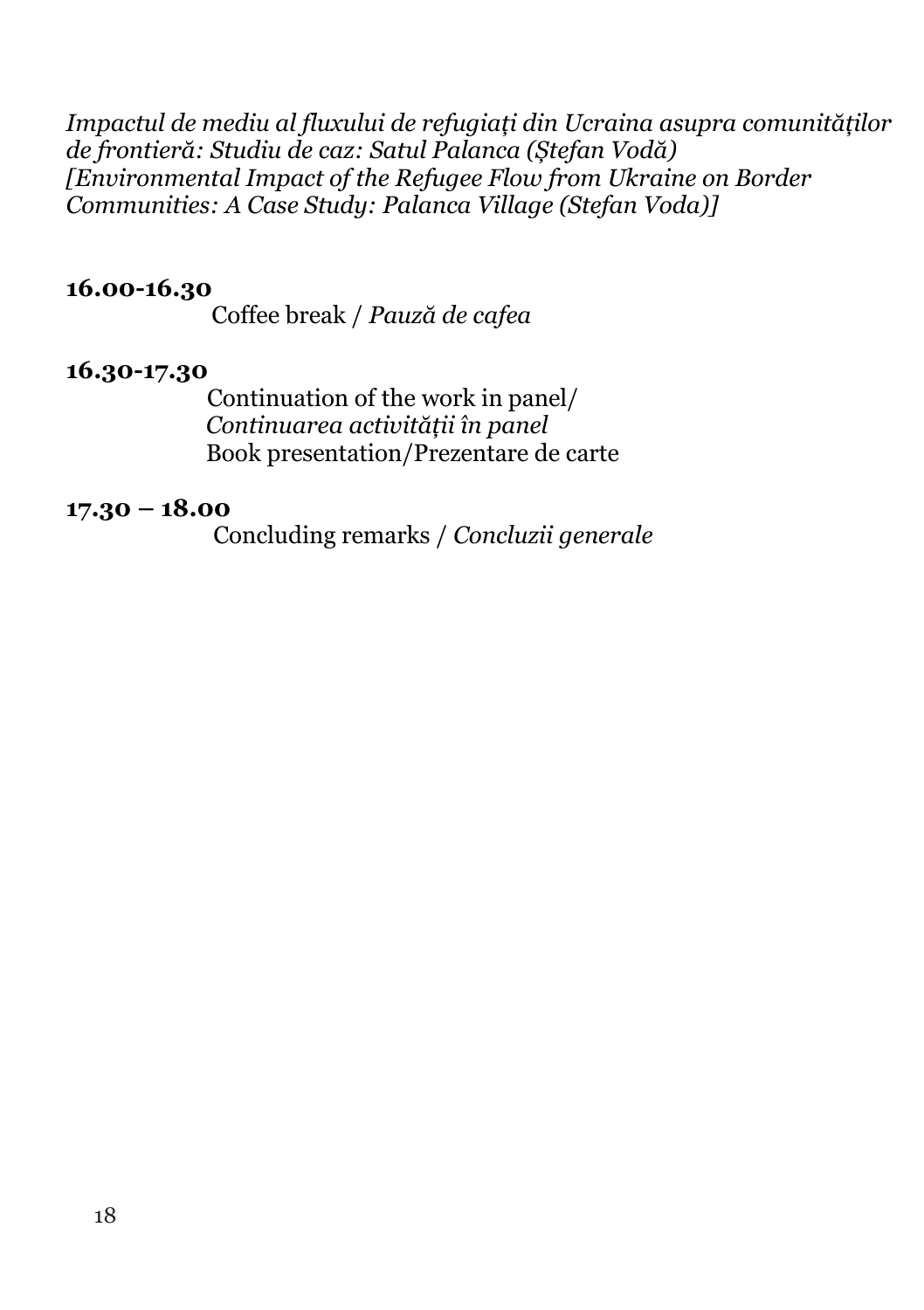*Impactul de mediu al fluxului de refugiați din Ucraina asupra comunităților de frontieră: Studiu de caz: Satul Palanca (Ștefan Vodă) [Environmental Impact of the Refugee Flow from Ukraine on Border Communities: A Case Study: Palanca Village (Stefan Voda)]*

**16.00-16.30**

Coffee break / *Pauză de cafea*

**16.30-17.30**

Continuation of the work in panel/ *Continuarea activității în panel*
Book presentation/Prezentare de carte

**17.30 – 18.00**

Concluding remarks / *Concluzii generale*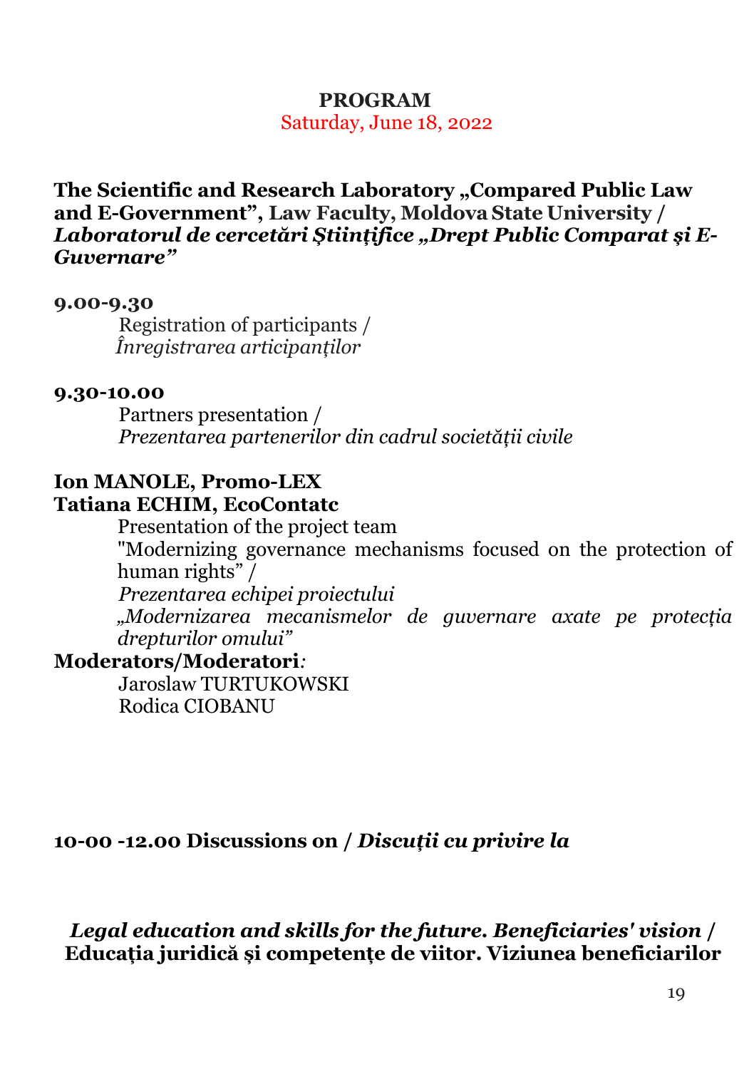**PROGRAM**

Saturday, June 18, 2022

**The Scientific and Research Laboratory „Compared Public Law and E-Government", Law Faculty, Moldova State University /** ***Laboratorul de cercetări Științifice „Drept Public Comparat și E-Guvernare"***

**9.00-9.30**

Registration of participants /
*Înregistrarea articipanților*

**9.30-10.00**

Partners presentation /
*Prezentarea partenerilor din cadrul societății civile*

**Ion MANOLE, Promo-LEX**
**Tatiana ECHIM, EcoContatc**

Presentation of the project team
"Modernizing governance mechanisms focused on the protection of human rights" /
*Prezentarea echipei proiectului*
*„Modernizarea mecanismelor de guvernare axate pe protecția drepturilor omului"*

**Moderators/Moderatori***:*

Jaroslaw TURTUKOWSKI
Rodica CIOBANU

**10-00 -12.00 Discussions on /** ***Discuții cu privire la***

***Legal education and skills for the future. Beneficiaries' vision /*** **Educația juridică şi competențe de viitor. Viziunea beneficiarilor**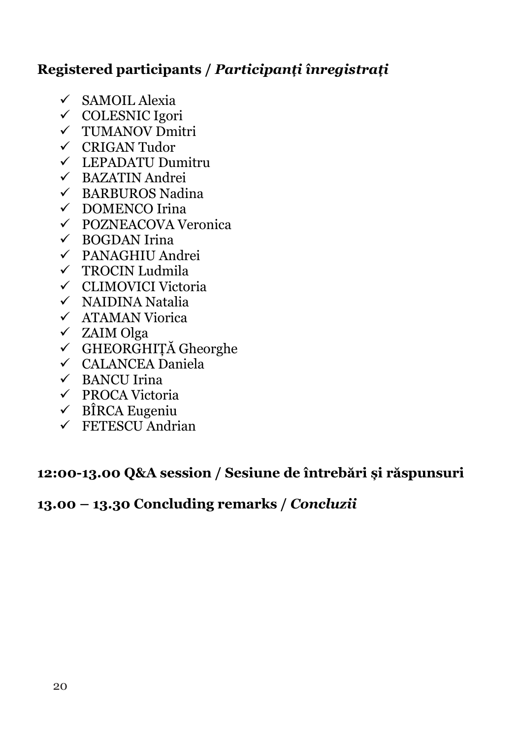**Registered participants /** ***Participanți înregistrați***

- ✓ SAMOIL Alexia
- ✓ COLESNIC Igori
- ✓ TUMANOV Dmitri
- ✓ CRIGAN Tudor
- ✓ LEPADATU Dumitru
- ✓ BAZATIN Andrei
- ✓ BARBUROS Nadina
- ✓ DOMENCO Irina
- ✓ POZNEACOVA Veronica
- ✓ BOGDAN Irina
- ✓ PANAGHIU Andrei
- ✓ TROCIN Ludmila
- ✓ CLIMOVICI Victoria
- ✓ NAIDINA Natalia
- ✓ ATAMAN Viorica
- ✓ ZAIM Olga
- ✓ GHEORGHIȚĂ Gheorghe
- ✓ CALANCEA Daniela
- ✓ BANCU Irina
- ✓ PROCA Victoria
- ✓ BÎRCA Eugeniu
- ✓ FETESCU Andrian

**12:00-13.00 Q&A session / Sesiune de întrebări și răspunsuri**

**13.00 – 13.30 Concluding remarks /** ***Concluzii***